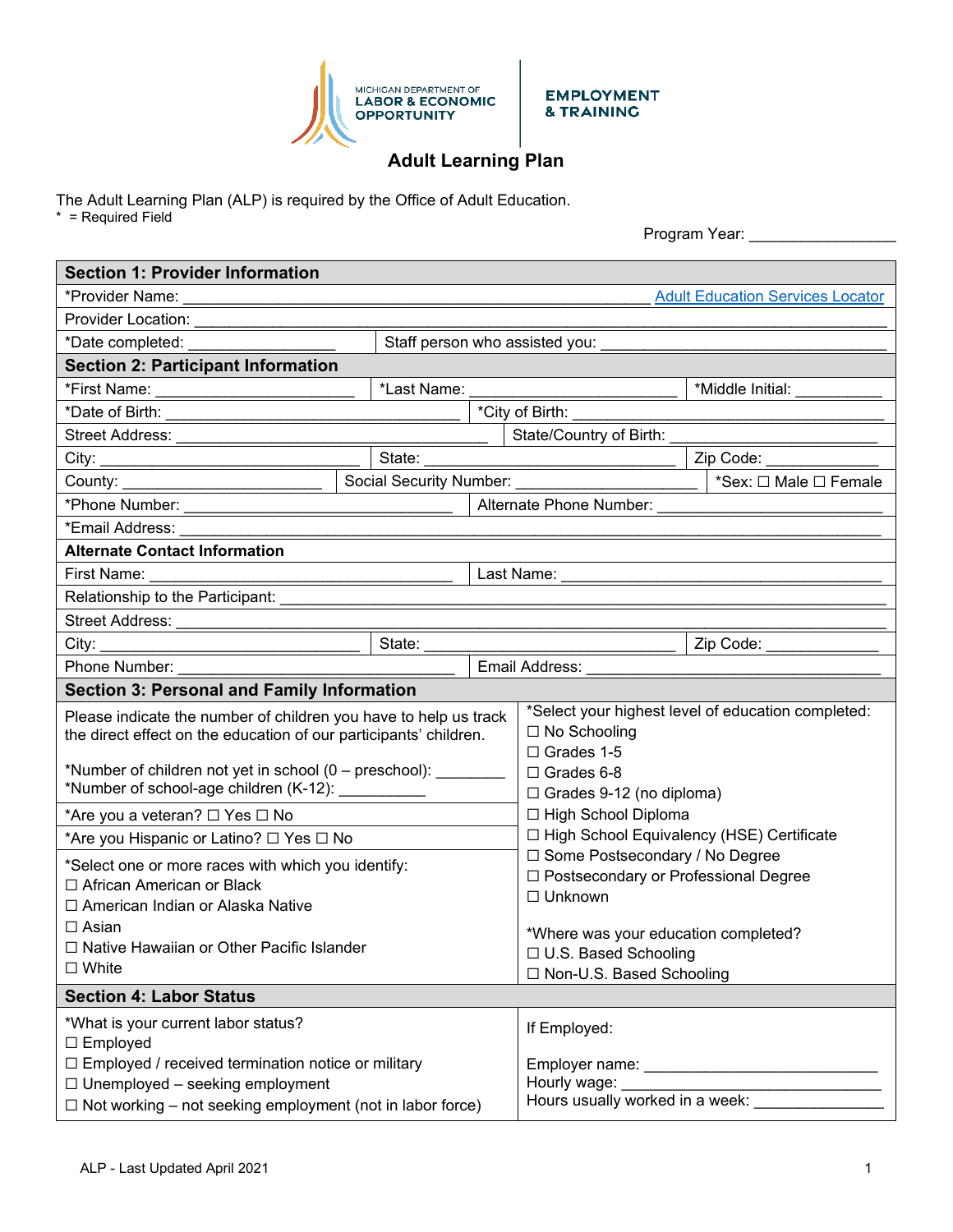MICHIGAN DEPARTMENT OF LABOR & ECONOMIC OPPORTUNITY | EMPLOYMENT & TRAINING

# Adult Learning Plan

The Adult Learning Plan (ALP) is required by the Office of Adult Education.
\* = Required Field

Program Year: ________________

## Section 1: Provider Information

*Provider Name: ______________________________________________ Adult Education Services Locator

Provider Location: ______________________________________________

*Date completed: ________________ | Staff person who assisted you: ________________________________

## Section 2: Participant Information

*First Name: ______________________ | *Last Name: ________________________ | *Middle Initial: __________

*Date of Birth: ________________________________ | *City of Birth: ______________________________

Street Address: ________________________________ | State/Country of Birth: ______________________

City: ____________________________ | State: ____________________________ | Zip Code: ____________

County: ______________________ | Social Security Number: ______________________ | *Sex: ☐ Male ☐ Female

*Phone Number: ____________________________ | Alternate Phone Number: __________________________

*Email Address: ______________________________________________

### Alternate Contact Information

First Name: ________________________________ | Last Name: ________________________________

Relationship to the Participant: ______________________________________________

Street Address: ______________________________________________

City: ____________________________ | State: ____________________________ | Zip Code: ____________

Phone Number: ______________________________ | Email Address: ________________________________

## Section 3: Personal and Family Information

Please indicate the number of children you have to help us track the direct effect on the education of our participants' children.

*Number of children not yet in school (0 – preschool): ________
*Number of school-age children (K-12): __________

*Are you a veteran? ☐ Yes ☐ No

*Are you Hispanic or Latino? ☐ Yes ☐ No

*Select one or more races with which you identify:
☐ African American or Black
☐ American Indian or Alaska Native
☐ Asian
☐ Native Hawaiian or Other Pacific Islander
☐ White

*Select your highest level of education completed:
☐ No Schooling
☐ Grades 1-5
☐ Grades 6-8
☐ Grades 9-12 (no diploma)
☐ High School Diploma
☐ High School Equivalency (HSE) Certificate
☐ Some Postsecondary / No Degree
☐ Postsecondary or Professional Degree
☐ Unknown

*Where was your education completed?
☐ U.S. Based Schooling
☐ Non-U.S. Based Schooling

## Section 4: Labor Status

*What is your current labor status?
☐ Employed
☐ Employed / received termination notice or military
☐ Unemployed – seeking employment
☐ Not working – not seeking employment (not in labor force)

If Employed:

Employer name: __________________________
Hourly wage: ______________________________
Hours usually worked in a week: ______________

ALP - Last Updated April 2021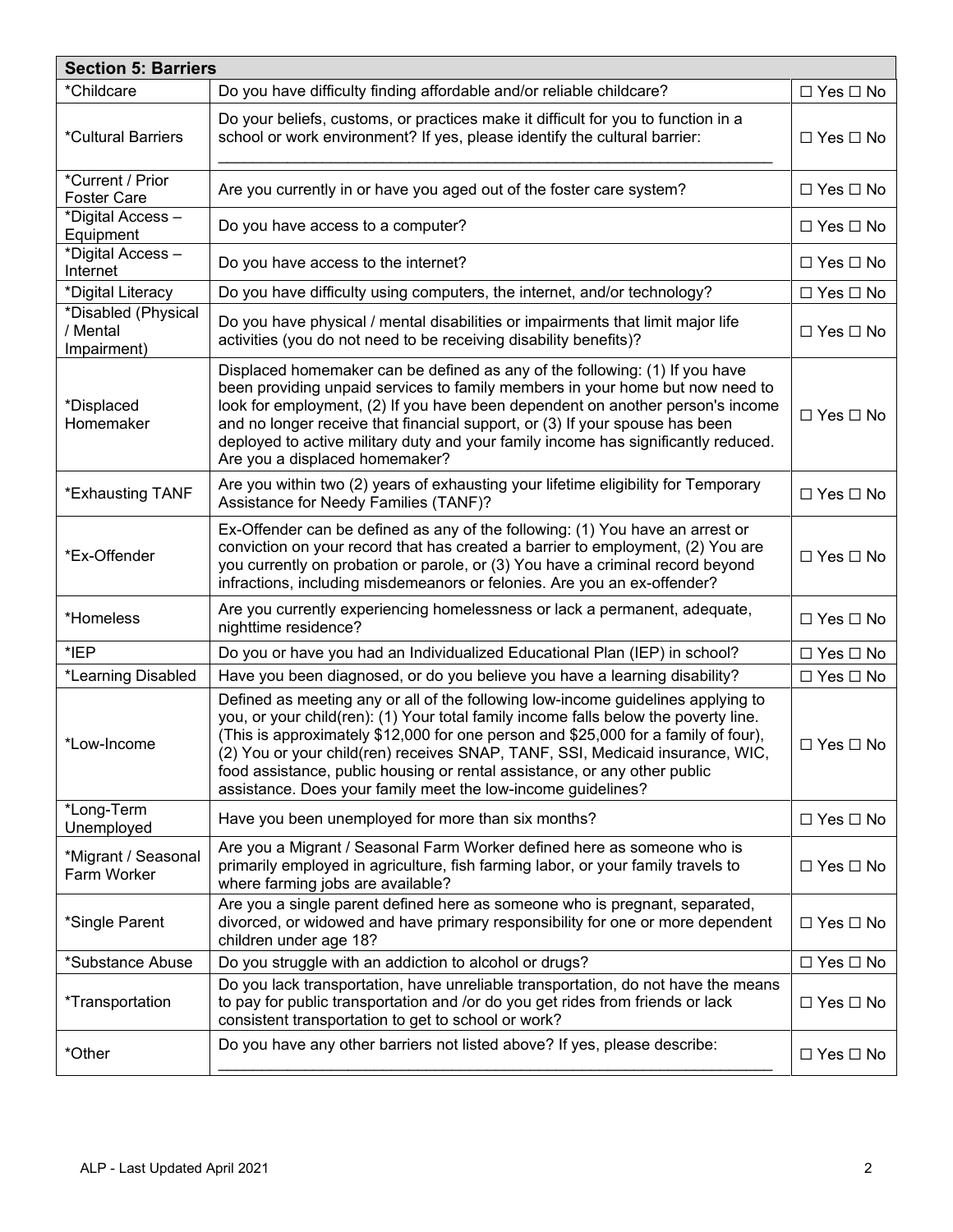| Section 5: Barriers | | |
|---|---|---|
| *Childcare | Do you have difficulty finding affordable and/or reliable childcare? | ☐ Yes ☐ No |
| *Cultural Barriers | Do your beliefs, customs, or practices make it difficult for you to function in a school or work environment? If yes, please identify the cultural barrier: ___________________________________________________________________ | ☐ Yes ☐ No |
| *Current / Prior Foster Care | Are you currently in or have you aged out of the foster care system? | ☐ Yes ☐ No |
| *Digital Access – Equipment | Do you have access to a computer? | ☐ Yes ☐ No |
| *Digital Access – Internet | Do you have access to the internet? | ☐ Yes ☐ No |
| *Digital Literacy | Do you have difficulty using computers, the internet, and/or technology? | ☐ Yes ☐ No |
| *Disabled (Physical / Mental Impairment) | Do you have physical / mental disabilities or impairments that limit major life activities (you do not need to be receiving disability benefits)? | ☐ Yes ☐ No |
| *Displaced Homemaker | Displaced homemaker can be defined as any of the following: (1) If you have been providing unpaid services to family members in your home but now need to look for employment, (2) If you have been dependent on another person's income and no longer receive that financial support, or (3) If your spouse has been deployed to active military duty and your family income has significantly reduced. Are you a displaced homemaker? | ☐ Yes ☐ No |
| *Exhausting TANF | Are you within two (2) years of exhausting your lifetime eligibility for Temporary Assistance for Needy Families (TANF)? | ☐ Yes ☐ No |
| *Ex-Offender | Ex-Offender can be defined as any of the following: (1) You have an arrest or conviction on your record that has created a barrier to employment, (2) You are you currently on probation or parole, or (3) You have a criminal record beyond infractions, including misdemeanors or felonies. Are you an ex-offender? | ☐ Yes ☐ No |
| *Homeless | Are you currently experiencing homelessness or lack a permanent, adequate, nighttime residence? | ☐ Yes ☐ No |
| *IEP | Do you or have you had an Individualized Educational Plan (IEP) in school? | ☐ Yes ☐ No |
| *Learning Disabled | Have you been diagnosed, or do you believe you have a learning disability? | ☐ Yes ☐ No |
| *Low-Income | Defined as meeting any or all of the following low-income guidelines applying to you, or your child(ren): (1) Your total family income falls below the poverty line. (This is approximately $12,000 for one person and $25,000 for a family of four), (2) You or your child(ren) receives SNAP, TANF, SSI, Medicaid insurance, WIC, food assistance, public housing or rental assistance, or any other public assistance. Does your family meet the low-income guidelines? | ☐ Yes ☐ No |
| *Long-Term Unemployed | Have you been unemployed for more than six months? | ☐ Yes ☐ No |
| *Migrant / Seasonal Farm Worker | Are you a Migrant / Seasonal Farm Worker defined here as someone who is primarily employed in agriculture, fish farming labor, or your family travels to where farming jobs are available? | ☐ Yes ☐ No |
| *Single Parent | Are you a single parent defined here as someone who is pregnant, separated, divorced, or widowed and have primary responsibility for one or more dependent children under age 18? | ☐ Yes ☐ No |
| *Substance Abuse | Do you struggle with an addiction to alcohol or drugs? | ☐ Yes ☐ No |
| *Transportation | Do you lack transportation, have unreliable transportation, do not have the means to pay for public transportation and /or do you get rides from friends or lack consistent transportation to get to school or work? | ☐ Yes ☐ No |
| *Other | Do you have any other barriers not listed above? If yes, please describe: ___________________________________________________________________ | ☐ Yes ☐ No |

ALP - Last Updated April 2021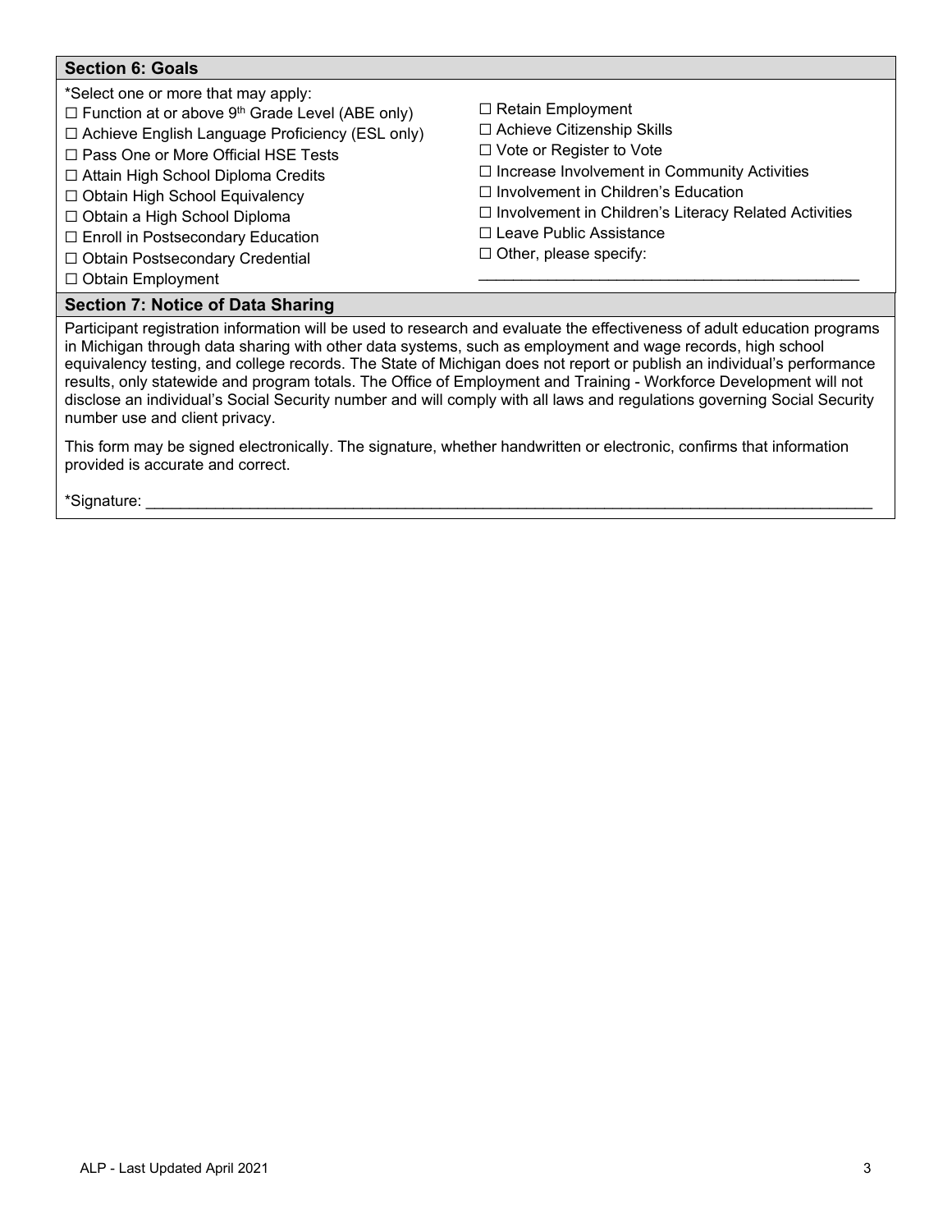## Section 6: Goals

*Select one or more that may apply:

☐ Function at or above 9th Grade Level (ABE only)
☐ Achieve English Language Proficiency (ESL only)
☐ Pass One or More Official HSE Tests
☐ Attain High School Diploma Credits
☐ Obtain High School Equivalency
☐ Obtain a High School Diploma
☐ Enroll in Postsecondary Education
☐ Obtain Postsecondary Credential
☐ Obtain Employment
☐ Retain Employment
☐ Achieve Citizenship Skills
☐ Vote or Register to Vote
☐ Increase Involvement in Community Activities
☐ Involvement in Children's Education
☐ Involvement in Children's Literacy Related Activities
☐ Leave Public Assistance
☐ Other, please specify: ___________________________________________

## Section 7: Notice of Data Sharing

Participant registration information will be used to research and evaluate the effectiveness of adult education programs in Michigan through data sharing with other data systems, such as employment and wage records, high school equivalency testing, and college records. The State of Michigan does not report or publish an individual's performance results, only statewide and program totals. The Office of Employment and Training - Workforce Development will not disclose an individual's Social Security number and will comply with all laws and regulations governing Social Security number use and client privacy.

This form may be signed electronically. The signature, whether handwritten or electronic, confirms that information provided is accurate and correct.

*Signature: ___________________________________________________________________________________

ALP - Last Updated April 2021